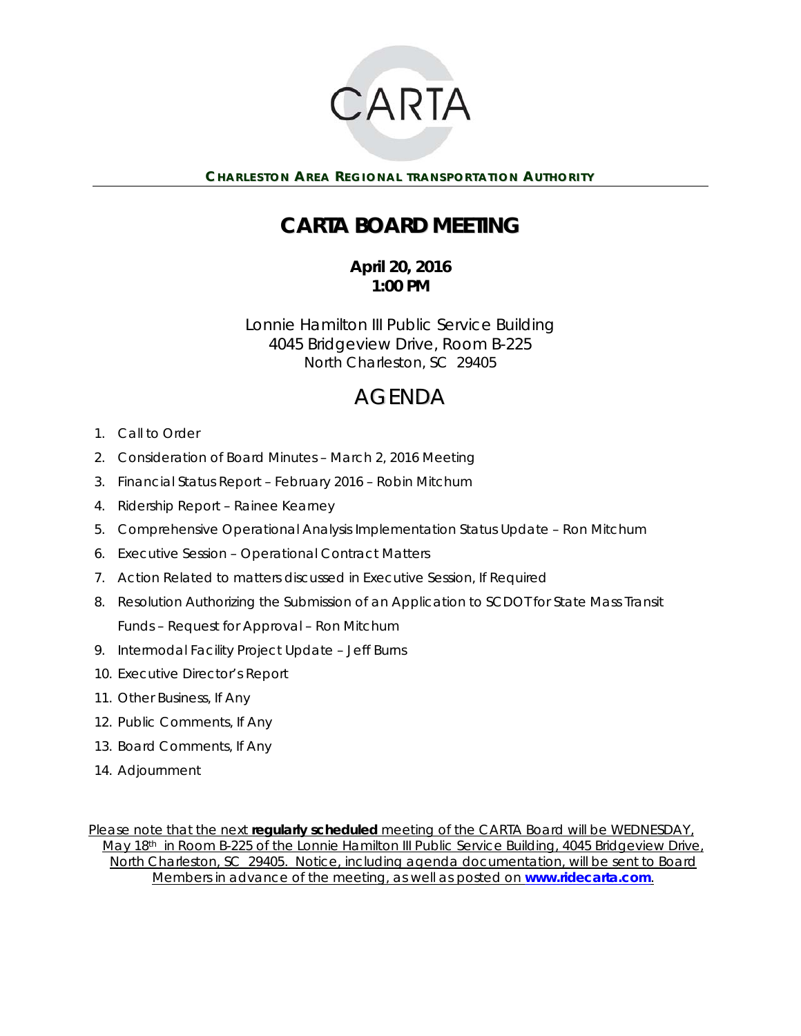CARTA

**CHARLESTON AREA REGIONAL TRANSPORTATION AUTHORITY**

# CARTA BOARD MEETING

**April 20, 2016**
**1:00 PM**

Lonnie Hamilton III Public Service Building
4045 Bridgeview Drive, Room B-225
North Charleston, SC 29405

# AGENDA

1. Call to Order
2. Consideration of Board Minutes – March 2, 2016 Meeting
3. Financial Status Report – February 2016 – Robin Mitchum
4. Ridership Report – Rainee Kearney
5. Comprehensive Operational Analysis Implementation Status Update – Ron Mitchum
6. Executive Session – Operational Contract Matters
7. Action Related to matters discussed in Executive Session, If Required
8. Resolution Authorizing the Submission of an Application to SCDOT for State Mass Transit Funds – Request for Approval – Ron Mitchum
9. Intermodal Facility Project Update – Jeff Burns
10. Executive Director's Report
11. Other Business, If Any
12. Public Comments, If Any
13. Board Comments, If Any
14. Adjournment

Please note that the next **regularly scheduled** meeting of the CARTA Board will be WEDNESDAY, May 18th in Room B-225 of the Lonnie Hamilton III Public Service Building, 4045 Bridgeview Drive, North Charleston, SC 29405. Notice, including agenda documentation, will be sent to Board Members in advance of the meeting, as well as posted on **www.ridecarta.com**.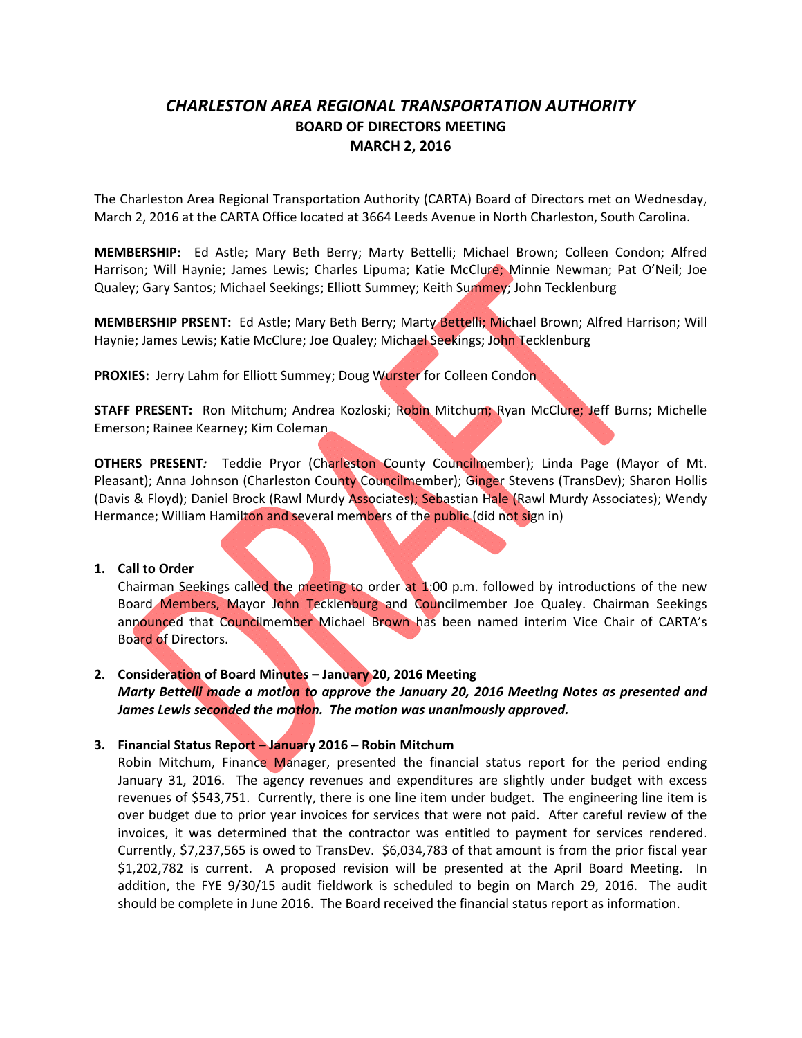# *CHARLESTON AREA REGIONAL TRANSPORTATION AUTHORITY*
## BOARD OF DIRECTORS MEETING
## MARCH 2, 2016

The Charleston Area Regional Transportation Authority (CARTA) Board of Directors met on Wednesday, March 2, 2016 at the CARTA Office located at 3664 Leeds Avenue in North Charleston, South Carolina.

**MEMBERSHIP:** Ed Astle; Mary Beth Berry; Marty Bettelli; Michael Brown; Colleen Condon; Alfred Harrison; Will Haynie; James Lewis; Charles Lipuma; Katie McClure; Minnie Newman; Pat O'Neil; Joe Qualey; Gary Santos; Michael Seekings; Elliott Summey; Keith Summey; John Tecklenburg

**MEMBERSHIP PRSENT:** Ed Astle; Mary Beth Berry; Marty Bettelli; Michael Brown; Alfred Harrison; Will Haynie; James Lewis; Katie McClure; Joe Qualey; Michael Seekings; John Tecklenburg

**PROXIES:** Jerry Lahm for Elliott Summey; Doug Wurster for Colleen Condon

**STAFF PRESENT:** Ron Mitchum; Andrea Kozloski; Robin Mitchum; Ryan McClure; Jeff Burns; Michelle Emerson; Rainee Kearney; Kim Coleman

**OTHERS PRESENT***:* Teddie Pryor (Charleston County Councilmember); Linda Page (Mayor of Mt. Pleasant); Anna Johnson (Charleston County Councilmember); Ginger Stevens (TransDev); Sharon Hollis (Davis & Floyd); Daniel Brock (Rawl Murdy Associates); Sebastian Hale (Rawl Murdy Associates); Wendy Hermance; William Hamilton and several members of the public (did not sign in)

1. **Call to Order**

   Chairman Seekings called the meeting to order at 1:00 p.m. followed by introductions of the new Board Members, Mayor John Tecklenburg and Councilmember Joe Qualey. Chairman Seekings announced that Councilmember Michael Brown has been named interim Vice Chair of CARTA's Board of Directors.

2. **Consideration of Board Minutes – January 20, 2016 Meeting**

   ***Marty Bettelli made a motion to approve the January 20, 2016 Meeting Notes as presented and James Lewis seconded the motion. The motion was unanimously approved.***

3. **Financial Status Report – January 2016 – Robin Mitchum**

   Robin Mitchum, Finance Manager, presented the financial status report for the period ending January 31, 2016. The agency revenues and expenditures are slightly under budget with excess revenues of $543,751. Currently, there is one line item under budget. The engineering line item is over budget due to prior year invoices for services that were not paid. After careful review of the invoices, it was determined that the contractor was entitled to payment for services rendered. Currently, $7,237,565 is owed to TransDev. $6,034,783 of that amount is from the prior fiscal year $1,202,782 is current. A proposed revision will be presented at the April Board Meeting. In addition, the FYE 9/30/15 audit fieldwork is scheduled to begin on March 29, 2016. The audit should be complete in June 2016. The Board received the financial status report as information.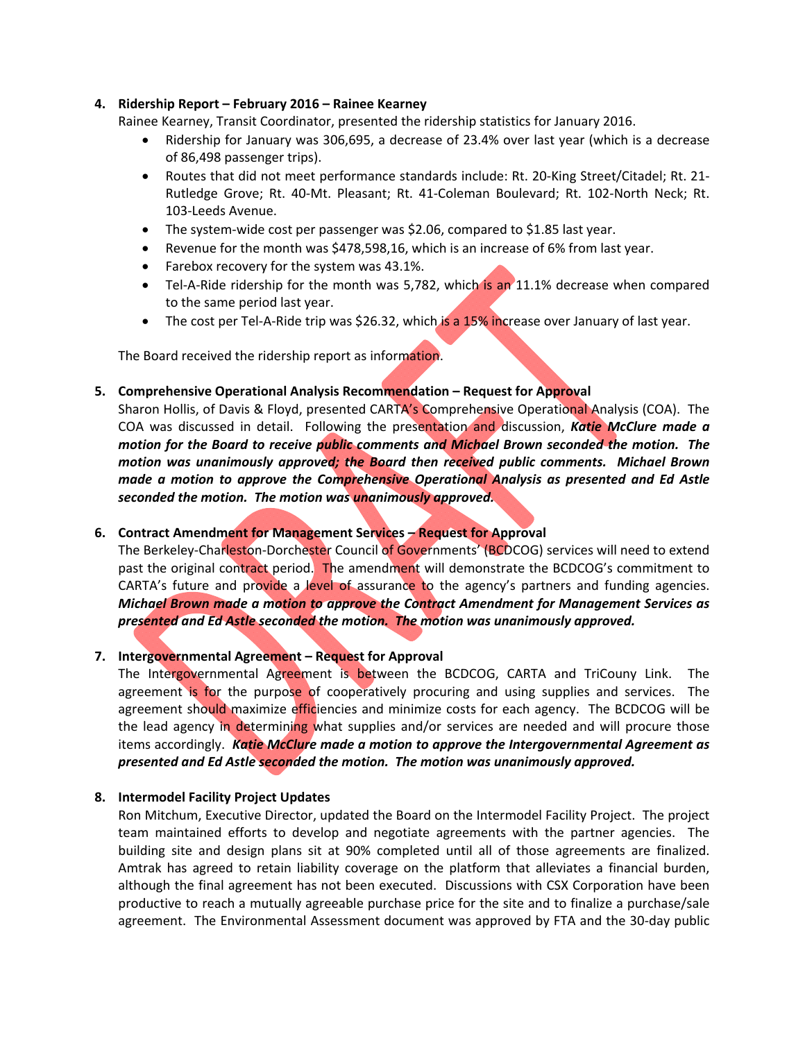4. **Ridership Report – February 2016 – Rainee Kearney**

   Rainee Kearney, Transit Coordinator, presented the ridership statistics for January 2016.

   - Ridership for January was 306,695, a decrease of 23.4% over last year (which is a decrease of 86,498 passenger trips).
   - Routes that did not meet performance standards include: Rt. 20-King Street/Citadel; Rt. 21-Rutledge Grove; Rt. 40-Mt. Pleasant; Rt. 41-Coleman Boulevard; Rt. 102-North Neck; Rt. 103-Leeds Avenue.
   - The system-wide cost per passenger was $2.06, compared to $1.85 last year.
   - Revenue for the month was $478,598,16, which is an increase of 6% from last year.
   - Farebox recovery for the system was 43.1%.
   - Tel-A-Ride ridership for the month was 5,782, which is an 11.1% decrease when compared to the same period last year.
   - The cost per Tel-A-Ride trip was $26.32, which is a 15% increase over January of last year.

   The Board received the ridership report as information.

5. **Comprehensive Operational Analysis Recommendation – Request for Approval**

   Sharon Hollis, of Davis & Floyd, presented CARTA's Comprehensive Operational Analysis (COA). The COA was discussed in detail. Following the presentation and discussion, ***Katie McClure made a motion for the Board to receive public comments and Michael Brown seconded the motion. The motion was unanimously approved; the Board then received public comments. Michael Brown made a motion to approve the Comprehensive Operational Analysis as presented and Ed Astle seconded the motion. The motion was unanimously approved.***

6. **Contract Amendment for Management Services – Request for Approval**

   The Berkeley-Charleston-Dorchester Council of Governments' (BCDCOG) services will need to extend past the original contract period. The amendment will demonstrate the BCDCOG's commitment to CARTA's future and provide a level of assurance to the agency's partners and funding agencies. ***Michael Brown made a motion to approve the Contract Amendment for Management Services as presented and Ed Astle seconded the motion. The motion was unanimously approved.***

7. **Intergovernmental Agreement – Request for Approval**

   The Intergovernmental Agreement is between the BCDCOG, CARTA and TriCouny Link. The agreement is for the purpose of cooperatively procuring and using supplies and services. The agreement should maximize efficiencies and minimize costs for each agency. The BCDCOG will be the lead agency in determining what supplies and/or services are needed and will procure those items accordingly. ***Katie McClure made a motion to approve the Intergovernmental Agreement as presented and Ed Astle seconded the motion. The motion was unanimously approved.***

8. **Intermodel Facility Project Updates**

   Ron Mitchum, Executive Director, updated the Board on the Intermodel Facility Project. The project team maintained efforts to develop and negotiate agreements with the partner agencies. The building site and design plans sit at 90% completed until all of those agreements are finalized. Amtrak has agreed to retain liability coverage on the platform that alleviates a financial burden, although the final agreement has not been executed. Discussions with CSX Corporation have been productive to reach a mutually agreeable purchase price for the site and to finalize a purchase/sale agreement. The Environmental Assessment document was approved by FTA and the 30-day public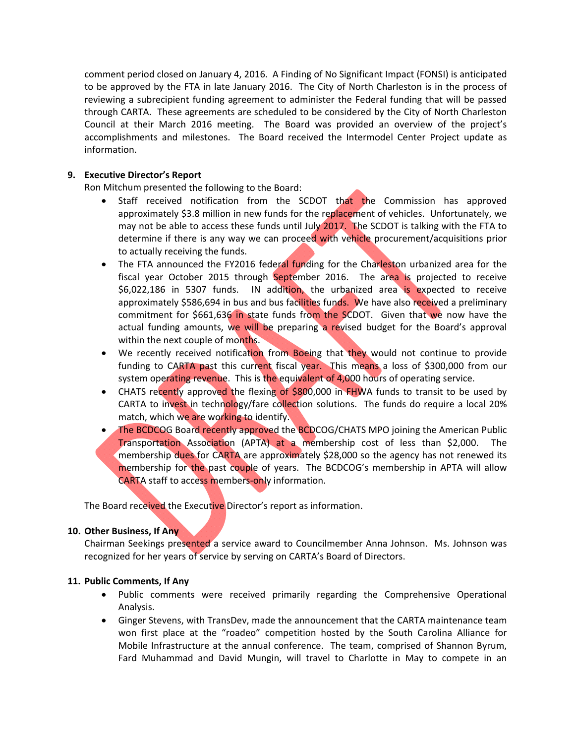comment period closed on January 4, 2016. A Finding of No Significant Impact (FONSI) is anticipated to be approved by the FTA in late January 2016. The City of North Charleston is in the process of reviewing a subrecipient funding agreement to administer the Federal funding that will be passed through CARTA. These agreements are scheduled to be considered by the City of North Charleston Council at their March 2016 meeting. The Board was provided an overview of the project's accomplishments and milestones. The Board received the Intermodel Center Project update as information.

**9. Executive Director's Report**

Ron Mitchum presented the following to the Board:

- Staff received notification from the SCDOT that the Commission has approved approximately $3.8 million in new funds for the replacement of vehicles. Unfortunately, we may not be able to access these funds until July 2017. The SCDOT is talking with the FTA to determine if there is any way we can proceed with vehicle procurement/acquisitions prior to actually receiving the funds.
- The FTA announced the FY2016 federal funding for the Charleston urbanized area for the fiscal year October 2015 through September 2016. The area is projected to receive $6,022,186 in 5307 funds. IN addition, the urbanized area is expected to receive approximately $586,694 in bus and bus facilities funds. We have also received a preliminary commitment for $661,636 in state funds from the SCDOT. Given that we now have the actual funding amounts, we will be preparing a revised budget for the Board's approval within the next couple of months.
- We recently received notification from Boeing that they would not continue to provide funding to CARTA past this current fiscal year. This means a loss of $300,000 from our system operating revenue. This is the equivalent of 4,000 hours of operating service.
- CHATS recently approved the flexing of $800,000 in FHWA funds to transit to be used by CARTA to invest in technology/fare collection solutions. The funds do require a local 20% match, which we are working to identify.
- The BCDCOG Board recently approved the BCDCOG/CHATS MPO joining the American Public Transportation Association (APTA) at a membership cost of less than $2,000. The membership dues for CARTA are approximately $28,000 so the agency has not renewed its membership for the past couple of years. The BCDCOG's membership in APTA will allow CARTA staff to access members-only information.

The Board received the Executive Director's report as information.

**10. Other Business, If Any**

Chairman Seekings presented a service award to Councilmember Anna Johnson. Ms. Johnson was recognized for her years of service by serving on CARTA's Board of Directors.

**11. Public Comments, If Any**

- Public comments were received primarily regarding the Comprehensive Operational Analysis.
- Ginger Stevens, with TransDev, made the announcement that the CARTA maintenance team won first place at the "roadeo" competition hosted by the South Carolina Alliance for Mobile Infrastructure at the annual conference. The team, comprised of Shannon Byrum, Fard Muhammad and David Mungin, will travel to Charlotte in May to compete in an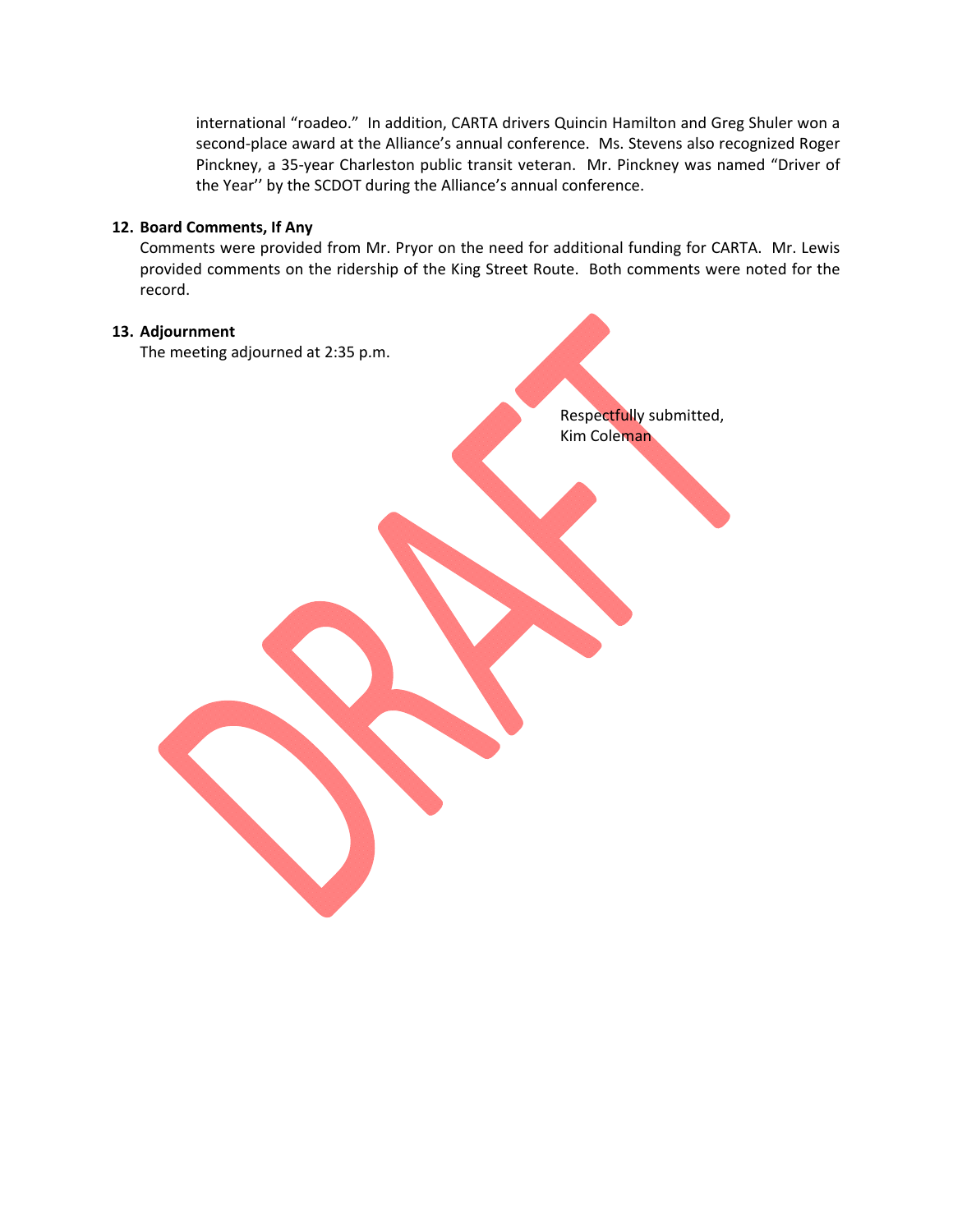international “roadeo.” In addition, CARTA drivers Quincin Hamilton and Greg Shuler won a second-place award at the Alliance’s annual conference. Ms. Stevens also recognized Roger Pinckney, a 35-year Charleston public transit veteran. Mr. Pinckney was named “Driver of the Year’’ by the SCDOT during the Alliance’s annual conference.

**12. Board Comments, If Any**

Comments were provided from Mr. Pryor on the need for additional funding for CARTA. Mr. Lewis provided comments on the ridership of the King Street Route. Both comments were noted for the record.

**13. Adjournment**

The meeting adjourned at 2:35 p.m.

Respectfully submitted,
Kim Coleman

DRAFT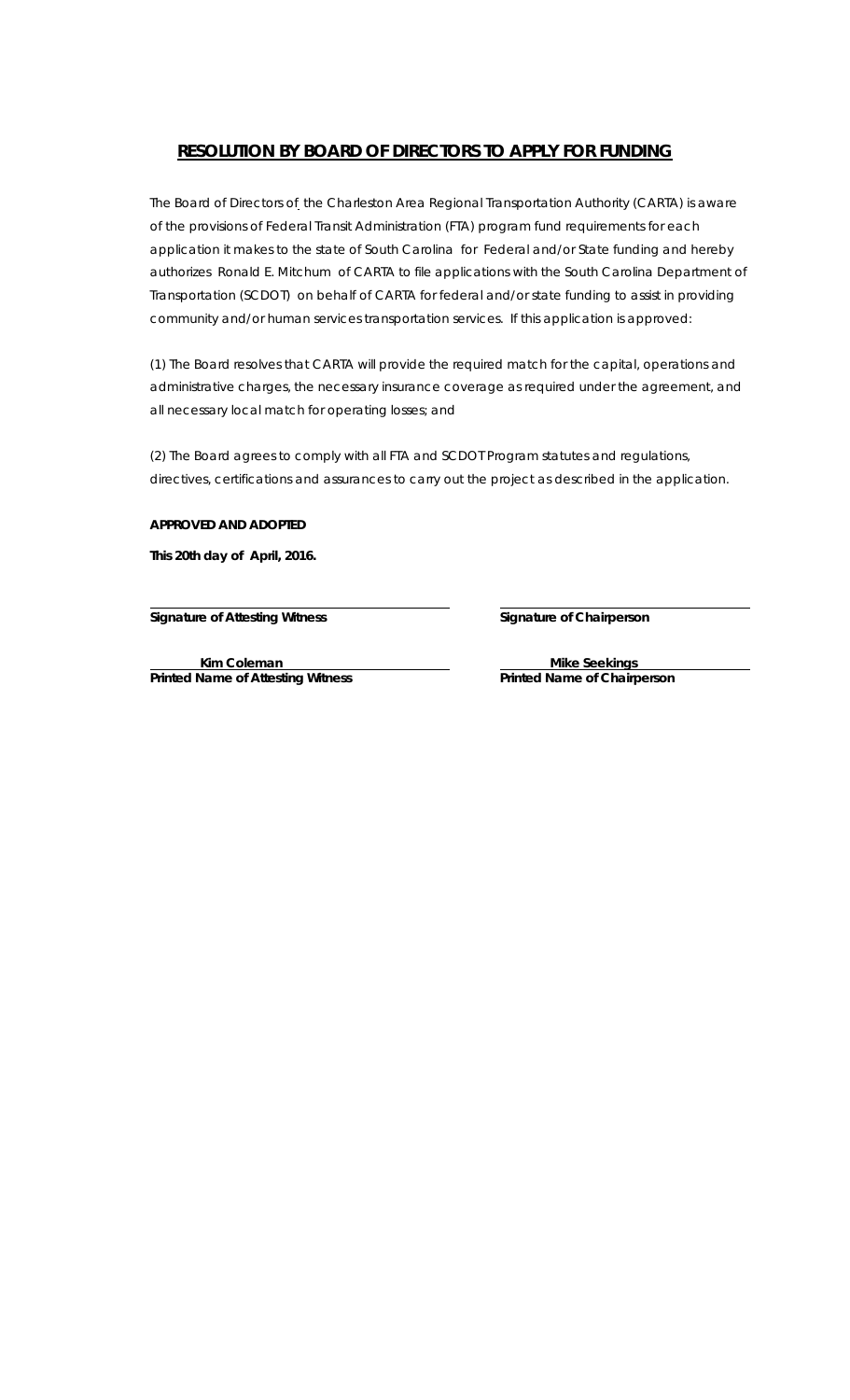# RESOLUTION BY BOARD OF DIRECTORS TO APPLY FOR FUNDING

The Board of Directors of the Charleston Area Regional Transportation Authority (CARTA) is aware of the provisions of Federal Transit Administration (FTA) program fund requirements for each application it makes to the state of South Carolina for Federal and/or State funding and hereby authorizes Ronald E. Mitchum of CARTA to file applications with the South Carolina Department of Transportation (SCDOT) on behalf of CARTA for federal and/or state funding to assist in providing community and/or human services transportation services. If this application is approved:

(1) The Board resolves that CARTA will provide the required match for the capital, operations and administrative charges, the necessary insurance coverage as required under the agreement, and all necessary local match for operating losses; and

(2) The Board agrees to comply with all FTA and SCDOT Program statutes and regulations, directives, certifications and assurances to carry out the project as described in the application.

**APPROVED AND ADOPTED**

**This 20th day of April, 2016.**

| | |
|---|---|
| **Signature of Attesting Witness** | **Signature of Chairperson** |
| **Kim Coleman** | **Mike Seekings** |
| **Printed Name of Attesting Witness** | **Printed Name of Chairperson** |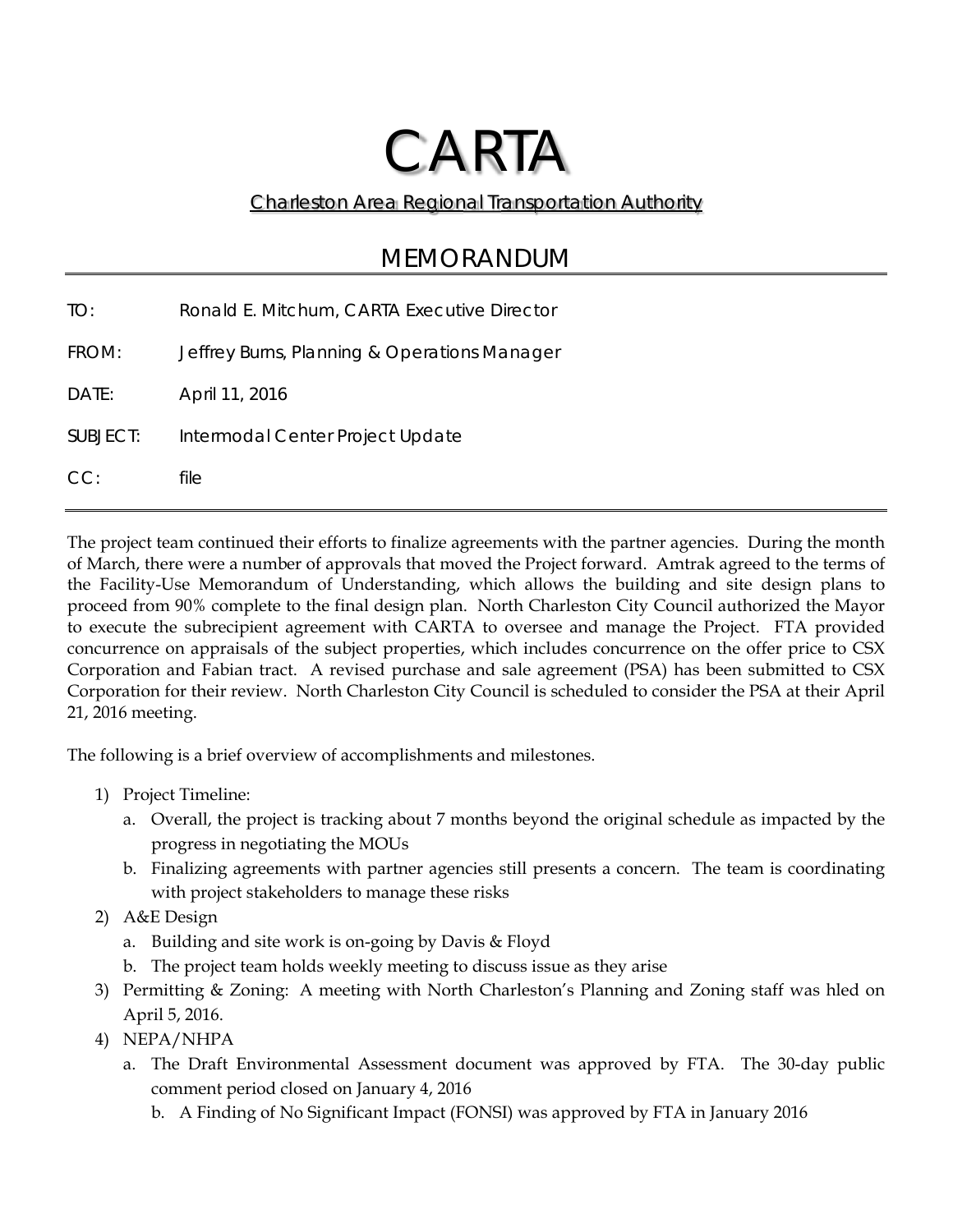# CARTA

Charleston Area Regional Transportation Authority

## MEMORANDUM

TO: Ronald E. Mitchum, CARTA Executive Director

FROM: Jeffrey Burns, Planning & Operations Manager

DATE: April 11, 2016

SUBJECT: Intermodal Center Project Update

CC: file

---

The project team continued their efforts to finalize agreements with the partner agencies. During the month of March, there were a number of approvals that moved the Project forward. Amtrak agreed to the terms of the Facility-Use Memorandum of Understanding, which allows the building and site design plans to proceed from 90% complete to the final design plan. North Charleston City Council authorized the Mayor to execute the subrecipient agreement with CARTA to oversee and manage the Project. FTA provided concurrence on appraisals of the subject properties, which includes concurrence on the offer price to CSX Corporation and Fabian tract. A revised purchase and sale agreement (PSA) has been submitted to CSX Corporation for their review. North Charleston City Council is scheduled to consider the PSA at their April 21, 2016 meeting.

The following is a brief overview of accomplishments and milestones.

1) Project Timeline:
   a. Overall, the project is tracking about 7 months beyond the original schedule as impacted by the progress in negotiating the MOUs
   b. Finalizing agreements with partner agencies still presents a concern. The team is coordinating with project stakeholders to manage these risks
2) A&E Design
   a. Building and site work is on-going by Davis & Floyd
   b. The project team holds weekly meeting to discuss issue as they arise
3) Permitting & Zoning: A meeting with North Charleston's Planning and Zoning staff was hled on April 5, 2016.
4) NEPA/NHPA
   a. The Draft Environmental Assessment document was approved by FTA. The 30-day public comment period closed on January 4, 2016
      b. A Finding of No Significant Impact (FONSI) was approved by FTA in January 2016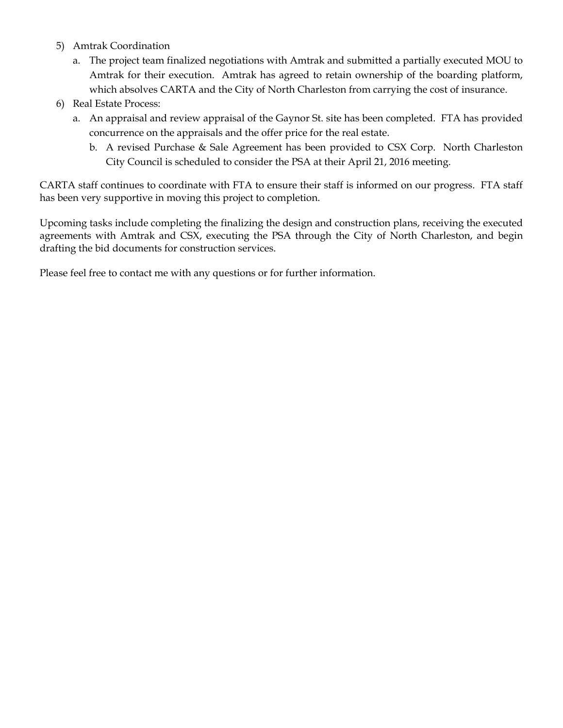5) Amtrak Coordination
   a. The project team finalized negotiations with Amtrak and submitted a partially executed MOU to Amtrak for their execution. Amtrak has agreed to retain ownership of the boarding platform, which absolves CARTA and the City of North Charleston from carrying the cost of insurance.
6) Real Estate Process:
   a. An appraisal and review appraisal of the Gaynor St. site has been completed. FTA has provided concurrence on the appraisals and the offer price for the real estate.
   b. A revised Purchase & Sale Agreement has been provided to CSX Corp. North Charleston City Council is scheduled to consider the PSA at their April 21, 2016 meeting.

CARTA staff continues to coordinate with FTA to ensure their staff is informed on our progress. FTA staff has been very supportive in moving this project to completion.

Upcoming tasks include completing the finalizing the design and construction plans, receiving the executed agreements with Amtrak and CSX, executing the PSA through the City of North Charleston, and begin drafting the bid documents for construction services.

Please feel free to contact me with any questions or for further information.